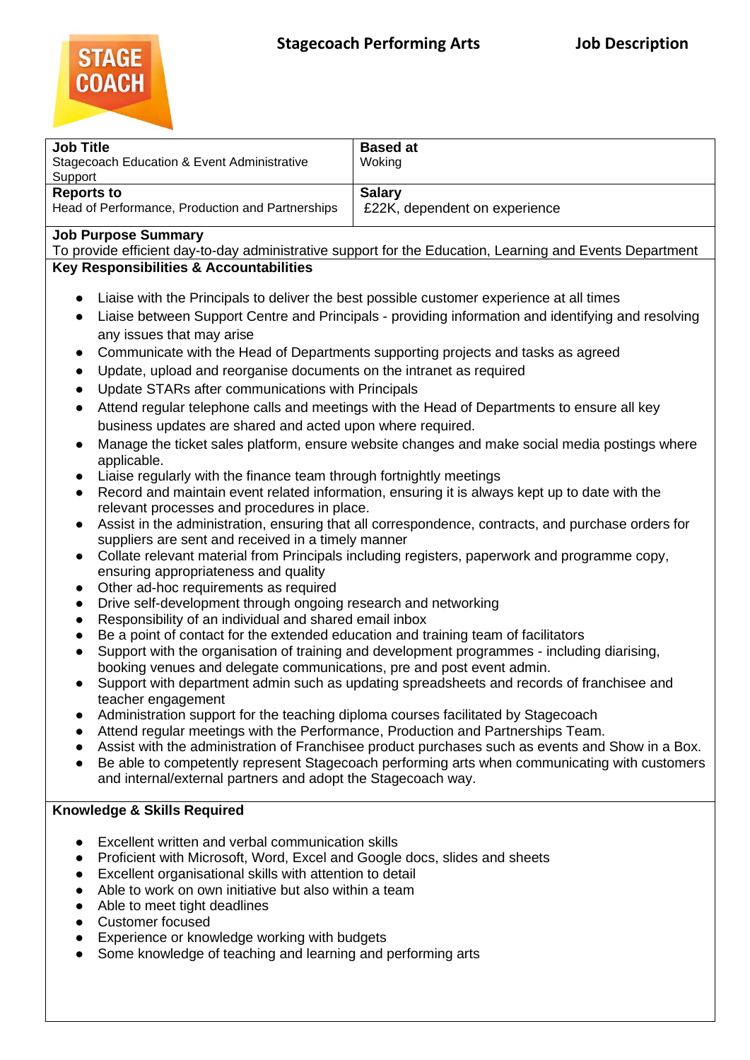**Stagecoach Performing Arts** **Job Description**

| **Job Title** | **Based at** |
|---|---|
| Stagecoach Education & Event Administrative Support | Woking |
| **Reports to** | **Salary** |
| Head of Performance, Production and Partnerships | £22K, dependent on experience |

**Job Purpose Summary**

To provide efficient day-to-day administrative support for the Education, Learning and Events Department

**Key Responsibilities & Accountabilities**

- Liaise with the Principals to deliver the best possible customer experience at all times
- Liaise between Support Centre and Principals - providing information and identifying and resolving any issues that may arise
- Communicate with the Head of Departments supporting projects and tasks as agreed
- Update, upload and reorganise documents on the intranet as required
- Update STARs after communications with Principals
- Attend regular telephone calls and meetings with the Head of Departments to ensure all key business updates are shared and acted upon where required.
- Manage the ticket sales platform, ensure website changes and make social media postings where applicable.
- Liaise regularly with the finance team through fortnightly meetings
- Record and maintain event related information, ensuring it is always kept up to date with the relevant processes and procedures in place.
- Assist in the administration, ensuring that all correspondence, contracts, and purchase orders for suppliers are sent and received in a timely manner
- Collate relevant material from Principals including registers, paperwork and programme copy, ensuring appropriateness and quality
- Other ad-hoc requirements as required
- Drive self-development through ongoing research and networking
- Responsibility of an individual and shared email inbox
- Be a point of contact for the extended education and training team of facilitators
- Support with the organisation of training and development programmes - including diarising, booking venues and delegate communications, pre and post event admin.
- Support with department admin such as updating spreadsheets and records of franchisee and teacher engagement
- Administration support for the teaching diploma courses facilitated by Stagecoach
- Attend regular meetings with the Performance, Production and Partnerships Team.
- Assist with the administration of Franchisee product purchases such as events and Show in a Box.
- Be able to competently represent Stagecoach performing arts when communicating with customers and internal/external partners and adopt the Stagecoach way.

**Knowledge & Skills Required**

- Excellent written and verbal communication skills
- Proficient with Microsoft, Word, Excel and Google docs, slides and sheets
- Excellent organisational skills with attention to detail
- Able to work on own initiative but also within a team
- Able to meet tight deadlines
- Customer focused
- Experience or knowledge working with budgets
- Some knowledge of teaching and learning and performing arts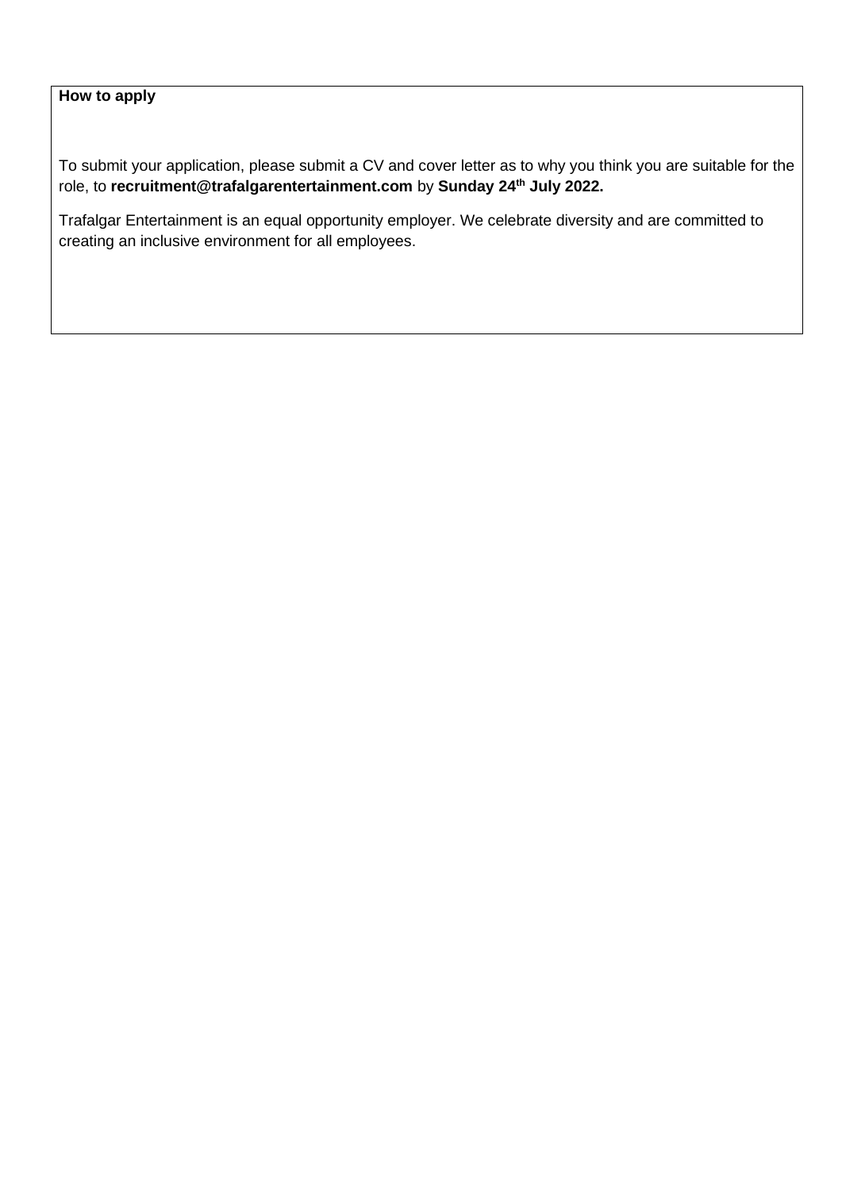**How to apply**

To submit your application, please submit a CV and cover letter as to why you think you are suitable for the role, to **recruitment@trafalgarentertainment.com** by **Sunday 24th July 2022.**

Trafalgar Entertainment is an equal opportunity employer. We celebrate diversity and are committed to creating an inclusive environment for all employees.